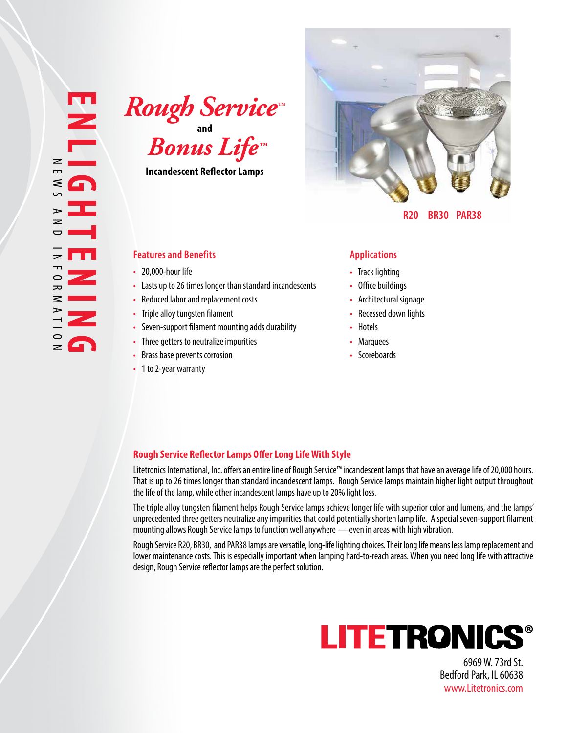ENLIGHTENING

NEWS AND INFORMATION

# *Rough Service*™ and *Bonus Life*™

**Incandescent Reflector Lamps**

R20 BR30 PAR38

## Features and Benefits

- 20,000-hour life
- Lasts up to 26 times longer than standard incandescents
- Reduced labor and replacement costs
- Triple alloy tungsten filament
- Seven-support filament mounting adds durability
- Three getters to neutralize impurities
- Brass base prevents corrosion
- 1 to 2-year warranty

## Applications

- Track lighting
- Office buildings
- Architectural signage
- Recessed down lights
- Hotels
- Marquees
- Scoreboards

## Rough Service Reflector Lamps Offer Long Life With Style

Litetronics International, Inc. offers an entire line of Rough Service™ incandescent lamps that have an average life of 20,000 hours. That is up to 26 times longer than standard incandescent lamps. Rough Service lamps maintain higher light output throughout the life of the lamp, while other incandescent lamps have up to 20% light loss.

The triple alloy tungsten filament helps Rough Service lamps achieve longer life with superior color and lumens, and the lamps' unprecedented three getters neutralize any impurities that could potentially shorten lamp life. A special seven-support filament mounting allows Rough Service lamps to function well anywhere — even in areas with high vibration.

Rough Service R20, BR30, and PAR38 lamps are versatile, long-life lighting choices. Their long life means less lamp replacement and lower maintenance costs. This is especially important when lamping hard-to-reach areas. When you need long life with attractive design, Rough Service reflector lamps are the perfect solution.

**LITETRONICS®**

6969 W. 73rd St.
Bedford Park, IL 60638
www.Litetronics.com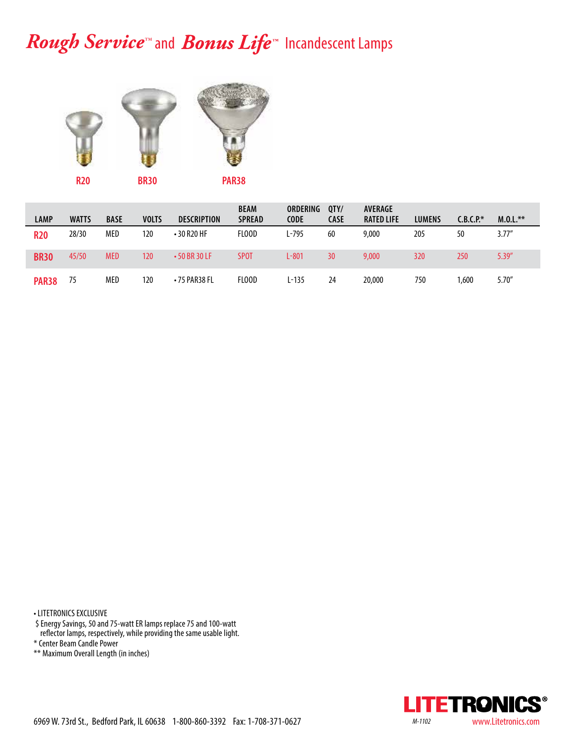# *Rough Service*™ and *Bonus Life*™ Incandescent Lamps

R20 BR30 PAR38

| LAMP | WATTS | BASE | VOLTS | DESCRIPTION | BEAM SPREAD | ORDERING CODE | QTY/ CASE | AVERAGE RATED LIFE | LUMENS | C.B.C.P.* | M.O.L.** |
|---|---|---|---|---|---|---|---|---|---|---|---|
| R20 | 28/30 | MED | 120 | • 30 R20 HF | FLOOD | L-795 | 60 | 9,000 | 205 | 50 | 3.77" |
| BR30 | 45/50 | MED | 120 | • 50 BR 30 LF | SPOT | L-801 | 30 | 9,000 | 320 | 250 | 5.39" |
| PAR38 | 75 | MED | 120 | • 75 PAR38 FL | FLOOD | L-135 | 24 | 20,000 | 750 | 1,600 | 5.70" |

• LITETRONICS EXCLUSIVE
$ Energy Savings, 50 and 75-watt ER lamps replace 75 and 100-watt reflector lamps, respectively, while providing the same usable light.
* Center Beam Candle Power
** Maximum Overall Length (in inches)

6969 W. 73rd St., Bedford Park, IL 60638 1-800-860-3392 Fax: 1-708-371-0627

LITETRONICS®

M-1102

www.Litetronics.com